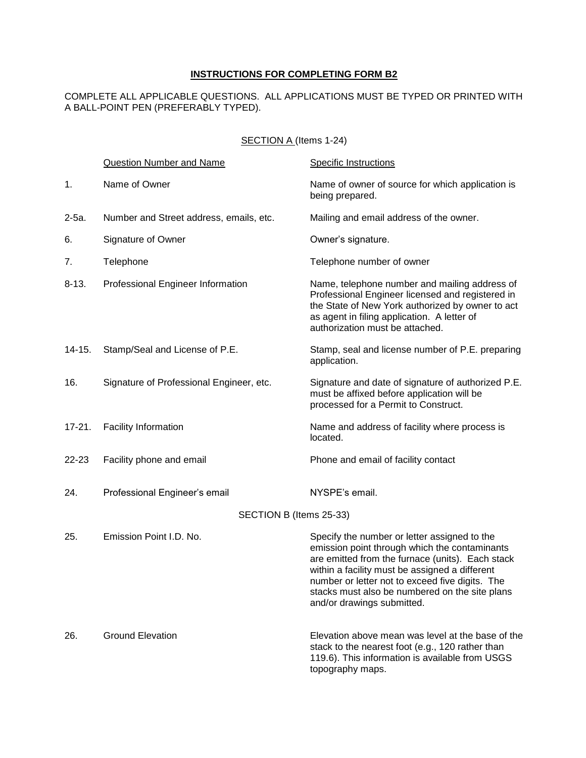# INSTRUCTIONS FOR COMPLETING FORM B2

COMPLETE ALL APPLICABLE QUESTIONS. ALL APPLICATIONS MUST BE TYPED OR PRINTED WITH A BALL-POINT PEN (PREFERABLY TYPED).

## SECTION A (Items 1-24)

| | Question Number and Name | Specific Instructions |
|---|---|---|
| 1. | Name of Owner | Name of owner of source for which application is being prepared. |
| 2-5a. | Number and Street address, emails, etc. | Mailing and email address of the owner. |
| 6. | Signature of Owner | Owner's signature. |
| 7. | Telephone | Telephone number of owner |
| 8-13. | Professional Engineer Information | Name, telephone number and mailing address of Professional Engineer licensed and registered in the State of New York authorized by owner to act as agent in filing application. A letter of authorization must be attached. |
| 14-15. | Stamp/Seal and License of P.E. | Stamp, seal and license number of P.E. preparing application. |
| 16. | Signature of Professional Engineer, etc. | Signature and date of signature of authorized P.E. must be affixed before application will be processed for a Permit to Construct. |
| 17-21. | Facility Information | Name and address of facility where process is located. |
| 22-23 | Facility phone and email | Phone and email of facility contact |
| 24. | Professional Engineer's email | NYSPE's email. |

## SECTION B (Items 25-33)

| | Question Number and Name | Specific Instructions |
|---|---|---|
| 25. | Emission Point I.D. No. | Specify the number or letter assigned to the emission point through which the contaminants are emitted from the furnace (units). Each stack within a facility must be assigned a different number or letter not to exceed five digits. The stacks must also be numbered on the site plans and/or drawings submitted. |
| 26. | Ground Elevation | Elevation above mean was level at the base of the stack to the nearest foot (e.g., 120 rather than 119.6). This information is available from USGS topography maps. |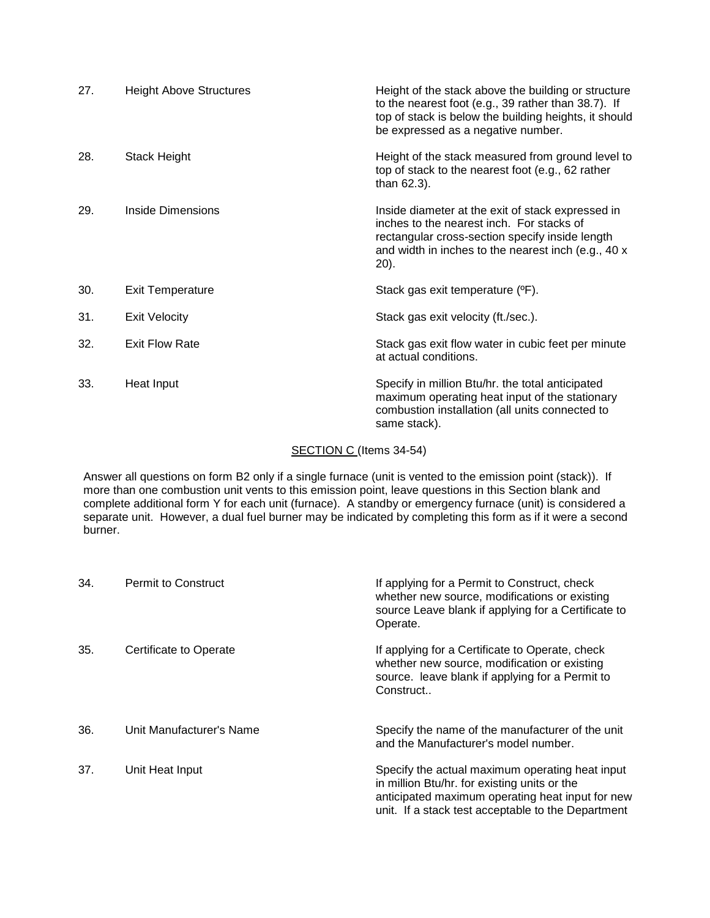| | | |
|---|---|---|
| 27. | Height Above Structures | Height of the stack above the building or structure to the nearest foot (e.g., 39 rather than 38.7). If top of stack is below the building heights, it should be expressed as a negative number. |
| 28. | Stack Height | Height of the stack measured from ground level to top of stack to the nearest foot (e.g., 62 rather than 62.3). |
| 29. | Inside Dimensions | Inside diameter at the exit of stack expressed in inches to the nearest inch. For stacks of rectangular cross-section specify inside length and width in inches to the nearest inch (e.g., 40 x 20). |
| 30. | Exit Temperature | Stack gas exit temperature (ºF). |
| 31. | Exit Velocity | Stack gas exit velocity (ft./sec.). |
| 32. | Exit Flow Rate | Stack gas exit flow water in cubic feet per minute at actual conditions. |
| 33. | Heat Input | Specify in million Btu/hr. the total anticipated maximum operating heat input of the stationary combustion installation (all units connected to same stack). |

<u>SECTION C</u> (Items 34-54)

Answer all questions on form B2 only if a single furnace (unit is vented to the emission point (stack)). If more than one combustion unit vents to this emission point, leave questions in this Section blank and complete additional form Y for each unit (furnace). A standby or emergency furnace (unit) is considered a separate unit. However, a dual fuel burner may be indicated by completing this form as if it were a second burner.

| | | |
|---|---|---|
| 34. | Permit to Construct | If applying for a Permit to Construct, check whether new source, modifications or existing source Leave blank if applying for a Certificate to Operate. |
| 35. | Certificate to Operate | If applying for a Certificate to Operate, check whether new source, modification or existing source. leave blank if applying for a Permit to Construct.. |
| 36. | Unit Manufacturer's Name | Specify the name of the manufacturer of the unit and the Manufacturer's model number. |
| 37. | Unit Heat Input | Specify the actual maximum operating heat input in million Btu/hr. for existing units or the anticipated maximum operating heat input for new unit. If a stack test acceptable to the Department |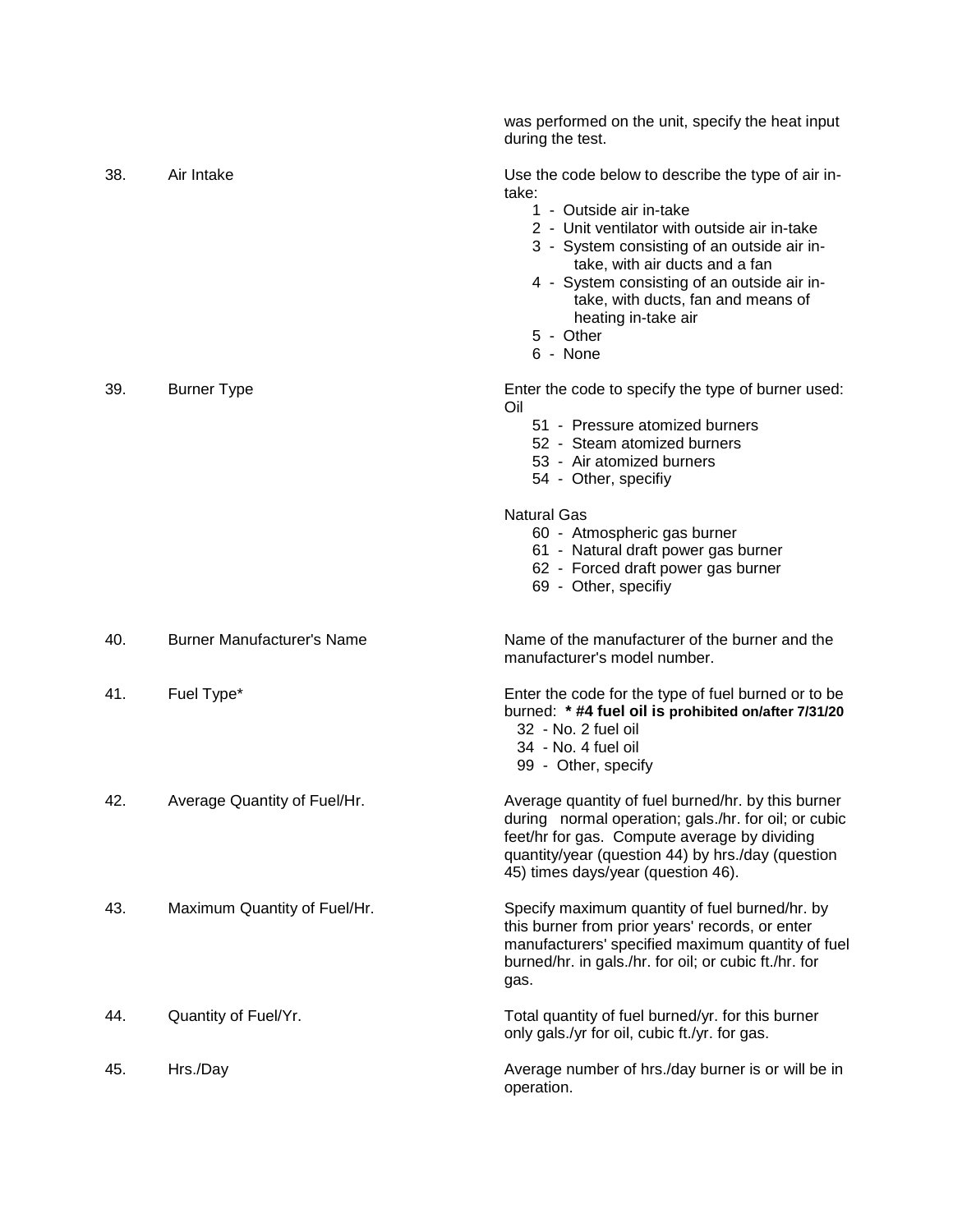was performed on the unit, specify the heat input during the test.

38. Air Intake

Use the code below to describe the type of air in-take:

- 1 - Outside air in-take
- 2 - Unit ventilator with outside air in-take
- 3 - System consisting of an outside air in-take, with air ducts and a fan
- 4 - System consisting of an outside air in-take, with ducts, fan and means of heating in-take air
- 5 - Other
- 6 - None

39. Burner Type

Enter the code to specify the type of burner used:

Oil

- 51 - Pressure atomized burners
- 52 - Steam atomized burners
- 53 - Air atomized burners
- 54 - Other, specifiy

Natural Gas

- 60 - Atmospheric gas burner
- 61 - Natural draft power gas burner
- 62 - Forced draft power gas burner
- 69 - Other, specifiy

40. Burner Manufacturer's Name

Name of the manufacturer of the burner and the manufacturer's model number.

41. Fuel Type*

Enter the code for the type of fuel burned or to be burned: **\* #4 fuel oil is prohibited on/after 7/31/20**

- 32 - No. 2 fuel oil
- 34 - No. 4 fuel oil
- 99 - Other, specify

42. Average Quantity of Fuel/Hr.

Average quantity of fuel burned/hr. by this burner during normal operation; gals./hr. for oil; or cubic feet/hr for gas. Compute average by dividing quantity/year (question 44) by hrs./day (question 45) times days/year (question 46).

43. Maximum Quantity of Fuel/Hr.

Specify maximum quantity of fuel burned/hr. by this burner from prior years' records, or enter manufacturers' specified maximum quantity of fuel burned/hr. in gals./hr. for oil; or cubic ft./hr. for gas.

44. Quantity of Fuel/Yr.

Total quantity of fuel burned/yr. for this burner only gals./yr for oil, cubic ft./yr. for gas.

45. Hrs./Day

Average number of hrs./day burner is or will be in operation.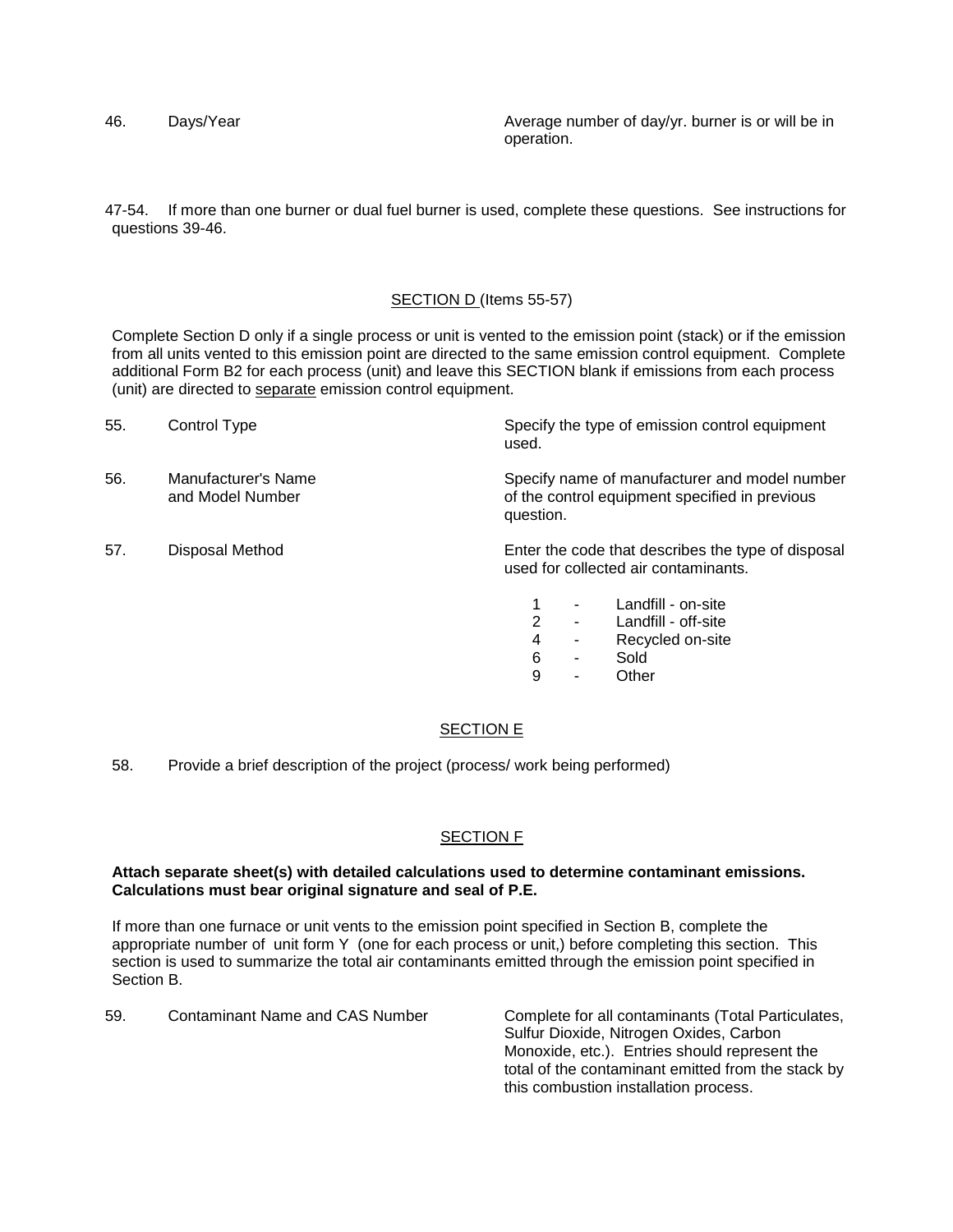| | | |
|---|---|---|
| 46. | Days/Year | Average number of day/yr. burner is or will be in operation. |

47-54. If more than one burner or dual fuel burner is used, complete these questions. See instructions for questions 39-46.

## SECTION D (Items 55-57)

Complete Section D only if a single process or unit is vented to the emission point (stack) or if the emission from all units vented to this emission point are directed to the same emission control equipment. Complete additional Form B2 for each process (unit) and leave this SECTION blank if emissions from each process (unit) are directed to separate emission control equipment.

| | | |
|---|---|---|
| 55. | Control Type | Specify the type of emission control equipment used. |
| 56. | Manufacturer's Name and Model Number | Specify name of manufacturer and model number of the control equipment specified in previous question. |
| 57. | Disposal Method | Enter the code that describes the type of disposal used for collected air contaminants. |

- 1 - Landfill - on-site
- 2 - Landfill - off-site
- 4 - Recycled on-site
- 6 - Sold
- 9 - Other

## SECTION E

58. Provide a brief description of the project (process/ work being performed)

## SECTION F

**Attach separate sheet(s) with detailed calculations used to determine contaminant emissions. Calculations must bear original signature and seal of P.E.**

If more than one furnace or unit vents to the emission point specified in Section B, complete the appropriate number of unit form Y (one for each process or unit,) before completing this section. This section is used to summarize the total air contaminants emitted through the emission point specified in Section B.

| | | |
|---|---|---|
| 59. | Contaminant Name and CAS Number | Complete for all contaminants (Total Particulates, Sulfur Dioxide, Nitrogen Oxides, Carbon Monoxide, etc.). Entries should represent the total of the contaminant emitted from the stack by this combustion installation process. |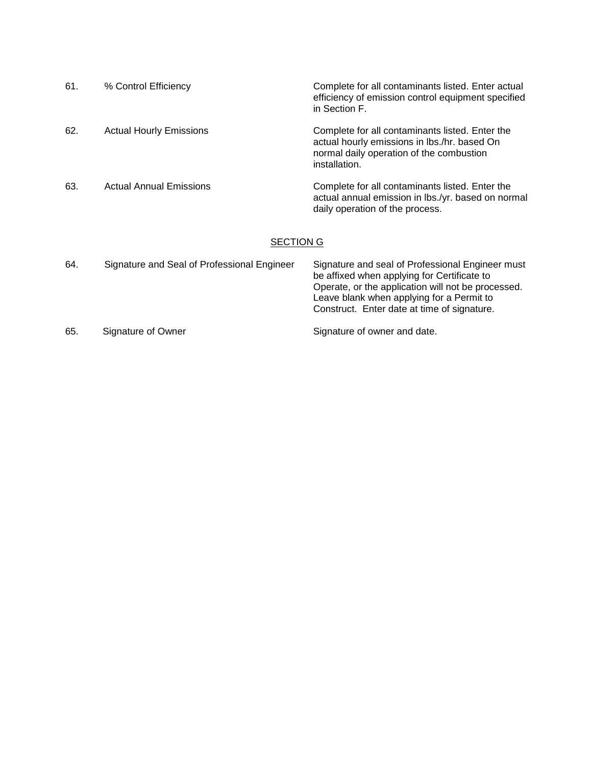| | | |
|---|---|---|
| 61. | % Control Efficiency | Complete for all contaminants listed. Enter actual efficiency of emission control equipment specified in Section F. |
| 62. | Actual Hourly Emissions | Complete for all contaminants listed. Enter the actual hourly emissions in lbs./hr. based On normal daily operation of the combustion installation. |
| 63. | Actual Annual Emissions | Complete for all contaminants listed. Enter the actual annual emission in lbs./yr. based on normal daily operation of the process. |

## SECTION G

| | | |
|---|---|---|
| 64. | Signature and Seal of Professional Engineer | Signature and seal of Professional Engineer must be affixed when applying for Certificate to Operate, or the application will not be processed. Leave blank when applying for a Permit to Construct. Enter date at time of signature. |
| 65. | Signature of Owner | Signature of owner and date. |